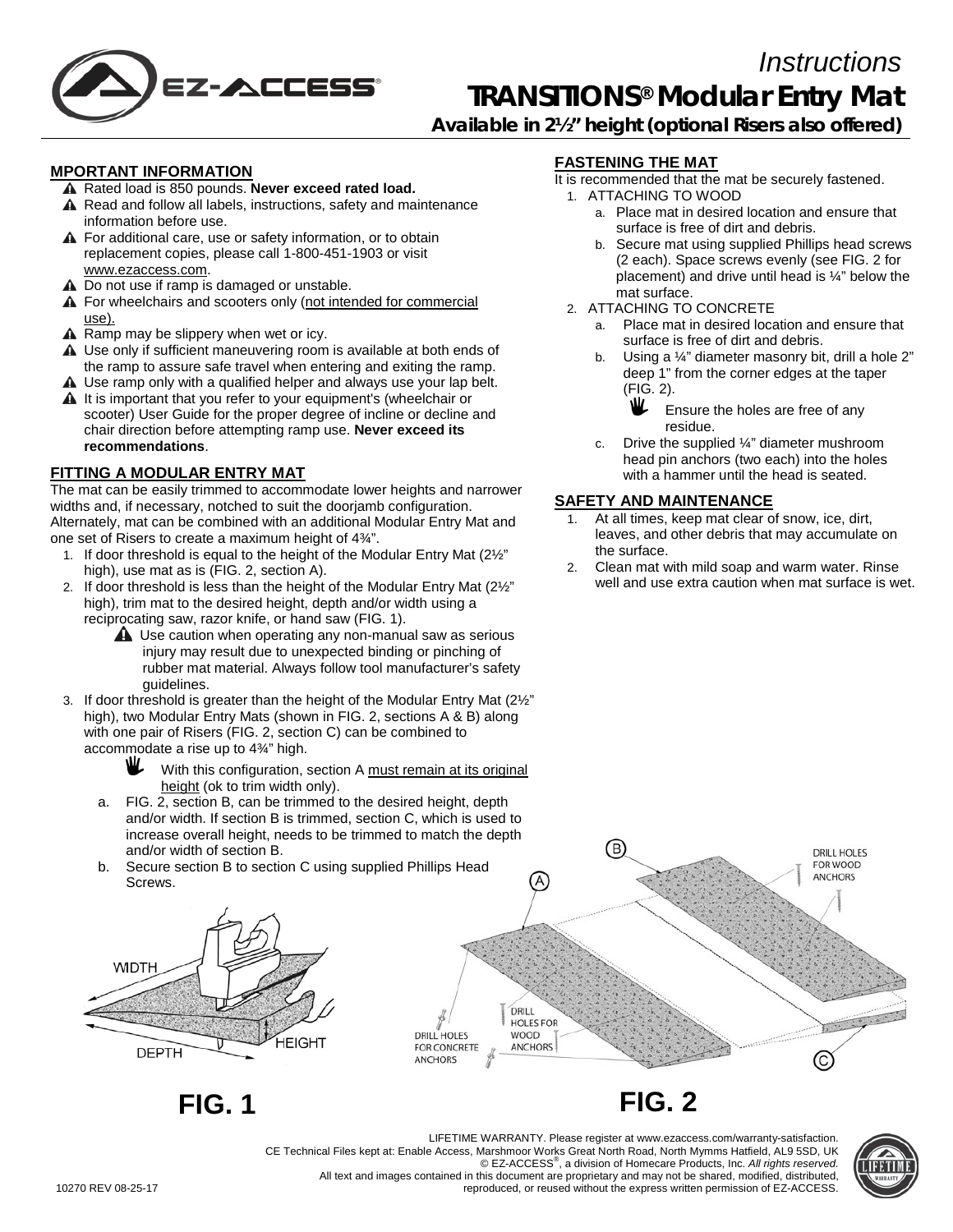# Instructions

# TRANSITIONS® Modular Entry Mat

**Available in 2½" height (optional Risers also offered)**

## MPORTANT INFORMATION

- ⚠ Rated load is 850 pounds. **Never exceed rated load.**
- ⚠ Read and follow all labels, instructions, safety and maintenance information before use.
- ⚠ For additional care, use or safety information, or to obtain replacement copies, please call 1-800-451-1903 or visit www.ezaccess.com.
- ⚠ Do not use if ramp is damaged or unstable.
- ⚠ For wheelchairs and scooters only (not intended for commercial use).
- ⚠ Ramp may be slippery when wet or icy.
- ⚠ Use only if sufficient maneuvering room is available at both ends of the ramp to assure safe travel when entering and exiting the ramp.
- ⚠ Use ramp only with a qualified helper and always use your lap belt.
- ⚠ It is important that you refer to your equipment's (wheelchair or scooter) User Guide for the proper degree of incline or decline and chair direction before attempting ramp use. **Never exceed its recommendations**.

## FITTING A MODULAR ENTRY MAT

The mat can be easily trimmed to accommodate lower heights and narrower widths and, if necessary, notched to suit the doorjamb configuration. Alternately, mat can be combined with an additional Modular Entry Mat and one set of Risers to create a maximum height of 4¾".

1. If door threshold is equal to the height of the Modular Entry Mat (2½" high), use mat as is (FIG. 2, section A).
2. If door threshold is less than the height of the Modular Entry Mat (2½" high), trim mat to the desired height, depth and/or width using a reciprocating saw, razor knife, or hand saw (FIG. 1).
   - ⚠ Use caution when operating any non-manual saw as serious injury may result due to unexpected binding or pinching of rubber mat material. Always follow tool manufacturer's safety guidelines.
3. If door threshold is greater than the height of the Modular Entry Mat (2½" high), two Modular Entry Mats (shown in FIG. 2, sections A & B) along with one pair of Risers (FIG. 2, section C) can be combined to accommodate a rise up to 4¾" high.
   - ✋ With this configuration, section A must remain at its original height (ok to trim width only).
   
   a. FIG. 2, section B, can be trimmed to the desired height, depth and/or width. If section B is trimmed, section C, which is used to increase overall height, needs to be trimmed to match the depth and/or width of section B.
   
   b. Secure section B to section C using supplied Phillips Head Screws.

## FASTENING THE MAT

It is recommended that the mat be securely fastened.

1. ATTACHING TO WOOD
   a. Place mat in desired location and ensure that surface is free of dirt and debris.
   b. Secure mat using supplied Phillips head screws (2 each). Space screws evenly (see FIG. 2 for placement) and drive until head is ¼" below the mat surface.
2. ATTACHING TO CONCRETE
   a. Place mat in desired location and ensure that surface is free of dirt and debris.
   b. Using a ¼" diameter masonry bit, drill a hole 2" deep 1" from the corner edges at the taper (FIG. 2).
      - ✋ Ensure the holes are free of any residue.
   c. Drive the supplied ¼" diameter mushroom head pin anchors (two each) into the holes with a hammer until the head is seated.

## SAFETY AND MAINTENANCE

1. At all times, keep mat clear of snow, ice, dirt, leaves, and other debris that may accumulate on the surface.
2. Clean mat with mild soap and warm water. Rinse well and use extra caution when mat surface is wet.

WIDTH, DEPTH, HEIGHT

**FIG. 1**

A, B, C — DRILL HOLES FOR WOOD ANCHORS; DRILL HOLES FOR CONCRETE ANCHORS

**FIG. 2**

LIFETIME WARRANTY. Please register at www.ezaccess.com/warranty-satisfaction.
CE Technical Files kept at: Enable Access, Marshmoor Works Great North Road, North Mymms Hatfield, AL9 5SD, UK
© EZ-ACCESS®, a division of Homecare Products, Inc. *All rights reserved.*
All text and images contained in this document are proprietary and may not be shared, modified, distributed, reproduced, or reused without the express written permission of EZ-ACCESS.

10270 REV 08-25-17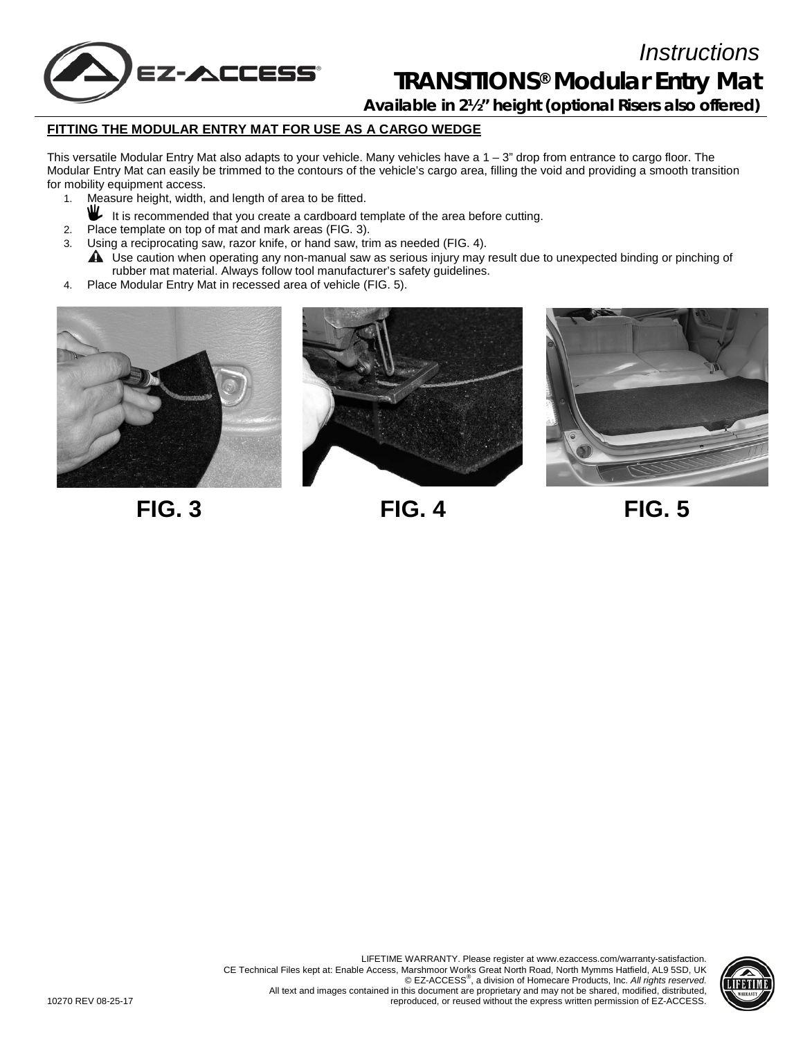*Instructions*

# TRANSITIONS® Modular Entry Mat

**Available in 2½" height (optional Risers also offered)**

## FITTING THE MODULAR ENTRY MAT FOR USE AS A CARGO WEDGE

This versatile Modular Entry Mat also adapts to your vehicle. Many vehicles have a 1 – 3" drop from entrance to cargo floor. The Modular Entry Mat can easily be trimmed to the contours of the vehicle's cargo area, filling the void and providing a smooth transition for mobility equipment access.

1. Measure height, width, and length of area to be fitted.
   It is recommended that you create a cardboard template of the area before cutting.
2. Place template on top of mat and mark areas (FIG. 3).
3. Using a reciprocating saw, razor knife, or hand saw, trim as needed (FIG. 4).
   Use caution when operating any non-manual saw as serious injury may result due to unexpected binding or pinching of rubber mat material. Always follow tool manufacturer's safety guidelines.
4. Place Modular Entry Mat in recessed area of vehicle (FIG. 5).

**FIG. 3**

**FIG. 4**

**FIG. 5**

LIFETIME WARRANTY. Please register at www.ezaccess.com/warranty-satisfaction.
CE Technical Files kept at: Enable Access, Marshmoor Works Great North Road, North Mymms Hatfield, AL9 5SD, UK
© EZ-ACCESS®, a division of Homecare Products, Inc. *All rights reserved.*
All text and images contained in this document are proprietary and may not be shared, modified, distributed, reproduced, or reused without the express written permission of EZ-ACCESS.

10270 REV 08-25-17